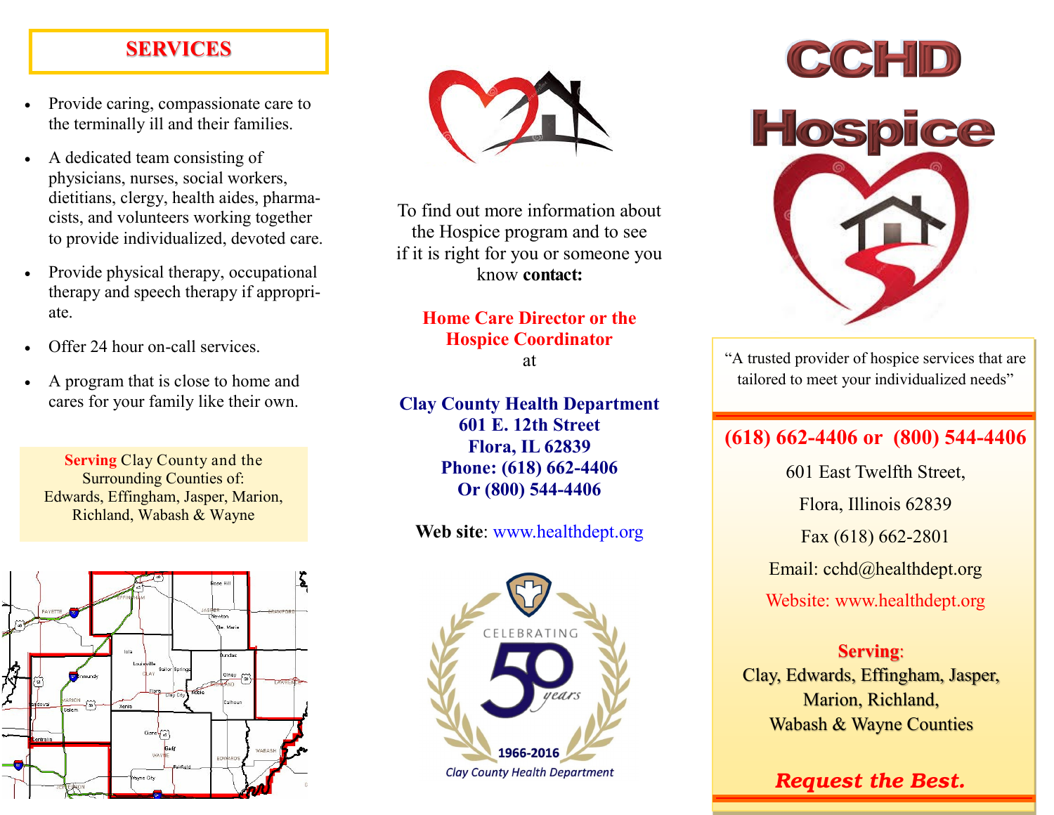## SERVICES

- Provide caring, compassionate care to the terminally ill and their families.
- A dedicated team consisting of physicians, nurses, social workers, dietitians, clergy, health aides, pharmacists, and volunteers working together to provide individualized, devoted care.
- Provide physical therapy, occupational therapy and speech therapy if appropriate.
- Offer 24 hour on-call services.
- A program that is close to home and cares for your family like their own.

**Serving** Clay County and the Surrounding Counties of: Edwards, Effingham, Jasper, Marion, Richland, Wabash & Wayne

To find out more information about the Hospice program and to see if it is right for you or someone you know **contact:**

**Home Care Director or the Hospice Coordinator**
at

**Clay County Health Department**
**601 E. 12th Street**
**Flora, IL 62839**
**Phone: (618) 662-4406**
**Or (800) 544-4406**

**Web site**: www.healthdept.org

CELEBRATING 50 years
1966-2016
Clay County Health Department

# CCHD Hospice

"A trusted provider of hospice services that are tailored to meet your individualized needs"

**(618) 662-4406 or (800) 544-4406**

601 East Twelfth Street,
Flora, Illinois 62839
Fax (618) 662-2801
Email: cchd@healthdept.org
Website: www.healthdept.org

**Serving**:
Clay, Edwards, Effingham, Jasper, Marion, Richland, Wabash & Wayne Counties

***Request the Best.***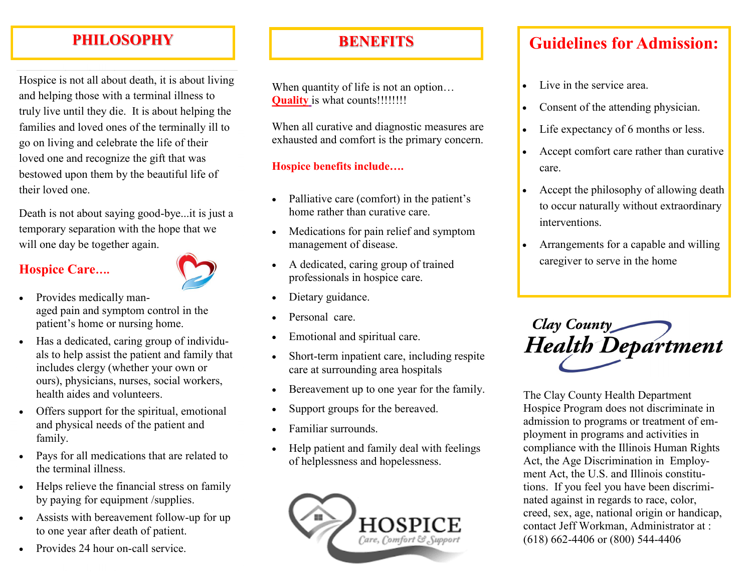## PHILOSOPHY

Hospice is not all about death, it is about living and helping those with a terminal illness to truly live until they die. It is about helping the families and loved ones of the terminally ill to go on living and celebrate the life of their loved one and recognize the gift that was bestowed upon them by the beautiful life of their loved one.

Death is not about saying good-bye...it is just a temporary separation with the hope that we will one day be together again.

### Hospice Care….

- Provides medically managed pain and symptom control in the patient's home or nursing home.
- Has a dedicated, caring group of individuals to help assist the patient and family that includes clergy (whether your own or ours), physicians, nurses, social workers, health aides and volunteers.
- Offers support for the spiritual, emotional and physical needs of the patient and family.
- Pays for all medications that are related to the terminal illness.
- Helps relieve the financial stress on family by paying for equipment /supplies.
- Assists with bereavement follow-up for up to one year after death of patient.
- Provides 24 hour on-call service.

## BENEFITS

When quantity of life is not an option… **Quality** is what counts!!!!!!!!

When all curative and diagnostic measures are exhausted and comfort is the primary concern.

**Hospice benefits include….**

- Palliative care (comfort) in the patient's home rather than curative care.
- Medications for pain relief and symptom management of disease.
- A dedicated, caring group of trained professionals in hospice care.
- Dietary guidance.
- Personal care.
- Emotional and spiritual care.
- Short-term inpatient care, including respite care at surrounding area hospitals
- Bereavement up to one year for the family.
- Support groups for the bereaved.
- Familiar surrounds.
- Help patient and family deal with feelings of helplessness and hopelessness.

HOSPICE
Care, Comfort & Support

## Guidelines for Admission:

- Live in the service area.
- Consent of the attending physician.
- Life expectancy of 6 months or less.
- Accept comfort care rather than curative care.
- Accept the philosophy of allowing death to occur naturally without extraordinary interventions.
- Arrangements for a capable and willing caregiver to serve in the home

Clay County Health Department

The Clay County Health Department Hospice Program does not discriminate in admission to programs or treatment of employment in programs and activities in compliance with the Illinois Human Rights Act, the Age Discrimination in Employment Act, the U.S. and Illinois constitutions. If you feel you have been discriminated against in regards to race, color, creed, sex, age, national origin or handicap, contact Jeff Workman, Administrator at : (618) 662-4406 or (800) 544-4406